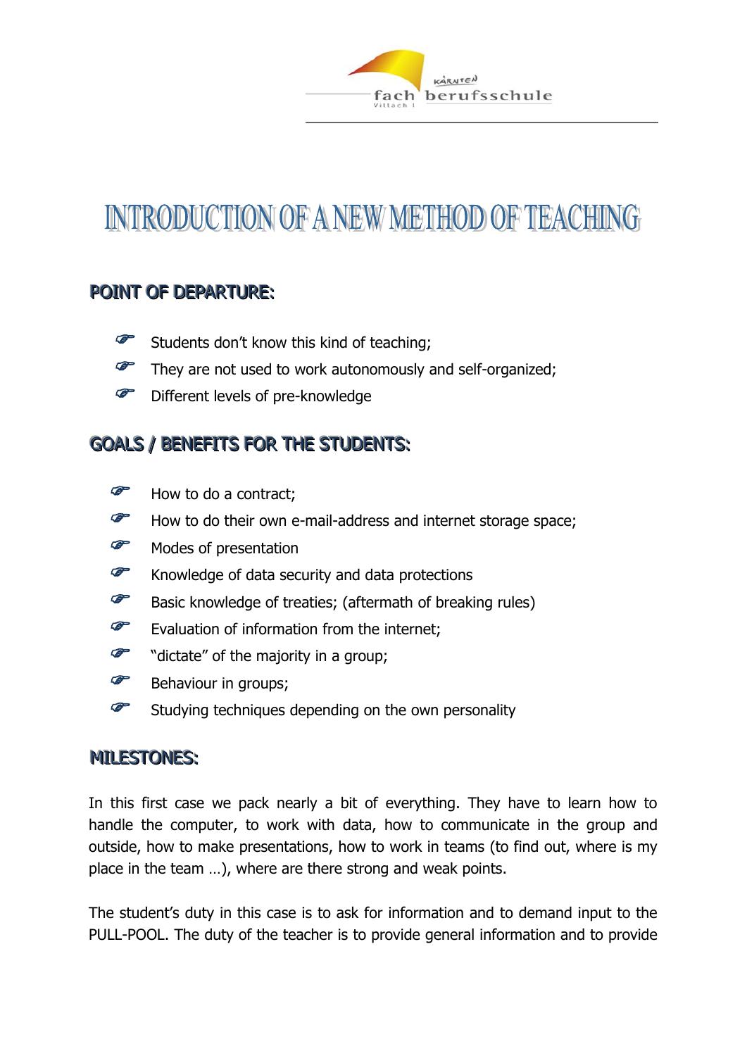# INTRODUCTION OF A NEW METHOD OF TEACHING

## POINT OF DEPARTURE:

- Students don't know this kind of teaching;
- They are not used to work autonomously and self-organized;
- Different levels of pre-knowledge

## GOALS / BENEFITS FOR THE STUDENTS:

- How to do a contract;
- How to do their own e-mail-address and internet storage space;
- Modes of presentation
- Knowledge of data security and data protections
- Basic knowledge of treaties; (aftermath of breaking rules)
- Evaluation of information from the internet;
- "dictate" of the majority in a group;
- Behaviour in groups;
- Studying techniques depending on the own personality

## MILESTONES:

In this first case we pack nearly a bit of everything. They have to learn how to handle the computer, to work with data, how to communicate in the group and outside, how to make presentations, how to work in teams (to find out, where is my place in the team …), where are there strong and weak points.

The student's duty in this case is to ask for information and to demand input to the PULL-POOL. The duty of the teacher is to provide general information and to provide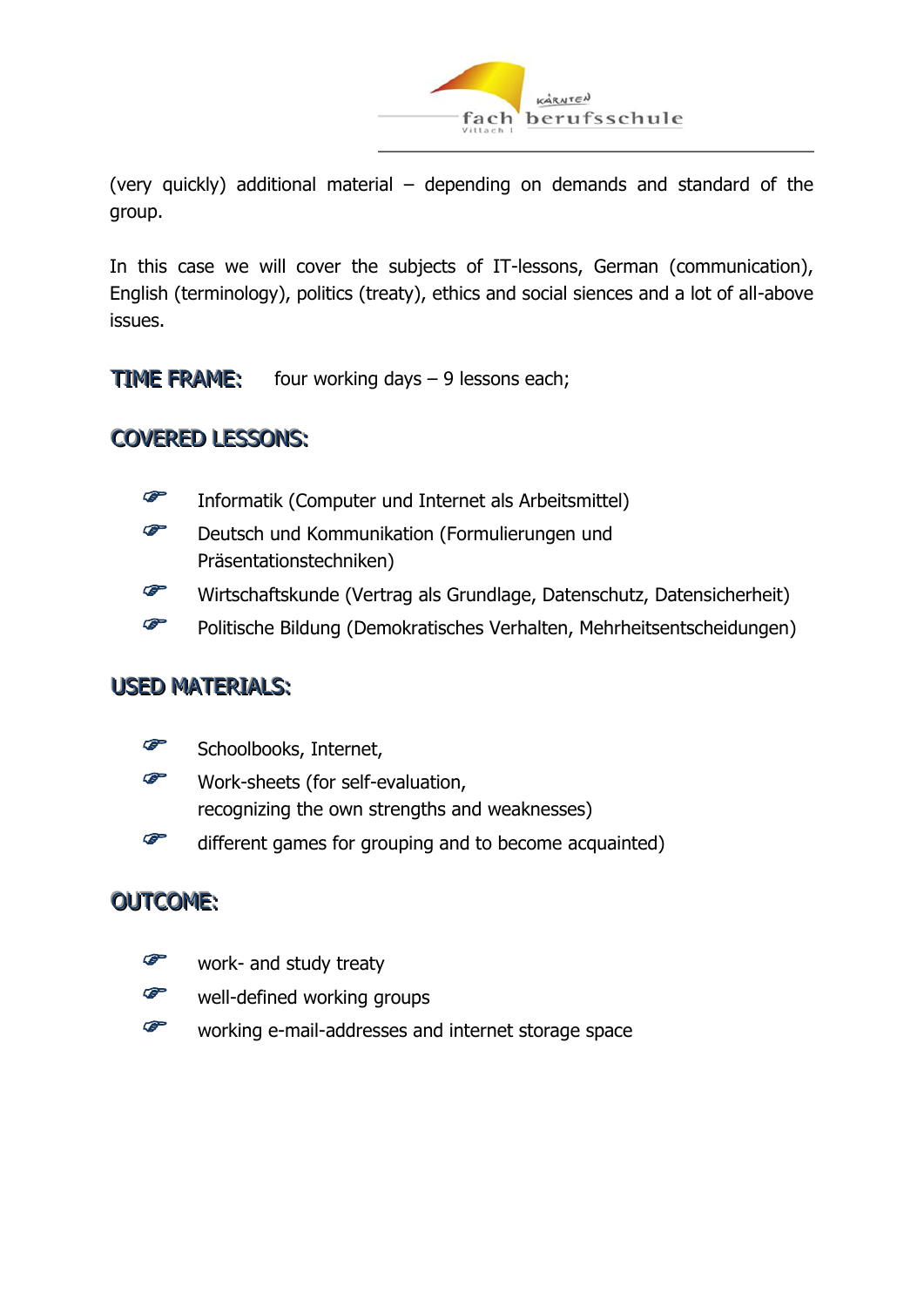(very quickly) additional material – depending on demands and standard of the group.

In this case we will cover the subjects of IT-lessons, German (communication), English (terminology), politics (treaty), ethics and social siences and a lot of all-above issues.

**TIME FRAME:** four working days – 9 lessons each;

## COVERED LESSONS:

- Informatik (Computer und Internet als Arbeitsmittel)
- Deutsch und Kommunikation (Formulierungen und Präsentationstechniken)
- Wirtschaftskunde (Vertrag als Grundlage, Datenschutz, Datensicherheit)
- Politische Bildung (Demokratisches Verhalten, Mehrheitsentscheidungen)

## USED MATERIALS:

- Schoolbooks, Internet,
- Work-sheets (for self-evaluation, recognizing the own strengths and weaknesses)
- different games for grouping and to become acquainted)

## OUTCOME:

- work- and study treaty
- well-defined working groups
- working e-mail-addresses and internet storage space